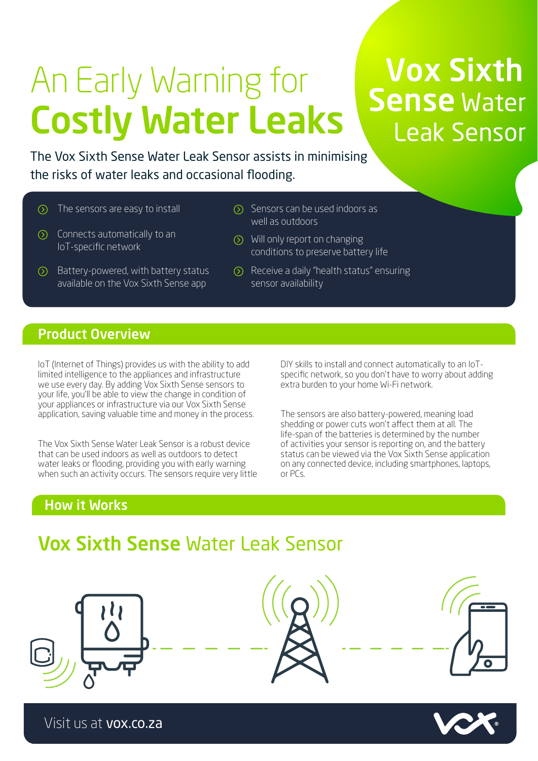# An Early Warning for **Costly Water Leaks**

## **Vox Sixth Sense** Water Leak Sensor

The Vox Sixth Sense Water Leak Sensor assists in minimising the risks of water leaks and occasional flooding.

- The sensors are easy to install
- Connects automatically to an IoT-specific network
- Battery-powered, with battery status available on the Vox Sixth Sense app
- Sensors can be used indoors as well as outdoors
- Will only report on changing conditions to preserve battery life
- Receive a daily "health status" ensuring sensor availability

## Product Overview

IoT (Internet of Things) provides us with the ability to add limited intelligence to the appliances and infrastructure we use every day. By adding Vox Sixth Sense sensors to your life, you'll be able to view the change in condition of your appliances or infrastructure via our Vox Sixth Sense application, saving valuable time and money in the process.

The Vox Sixth Sense Water Leak Sensor is a robust device that can be used indoors as well as outdoors to detect water leaks or flooding, providing you with early warning when such an activity occurs. The sensors require very little DIY skills to install and connect automatically to an IoT-specific network, so you don't have to worry about adding extra burden to your home Wi-Fi network.

The sensors are also battery-powered, meaning load shedding or power cuts won't affect them at all. The life-span of the batteries is determined by the number of activities your sensor is reporting on, and the battery status can be viewed via the Vox Sixth Sense application on any connected device, including smartphones, laptops, or PCs.

## How it Works

### **Vox Sixth Sense** Water Leak Sensor

Visit us at **vox.co.za**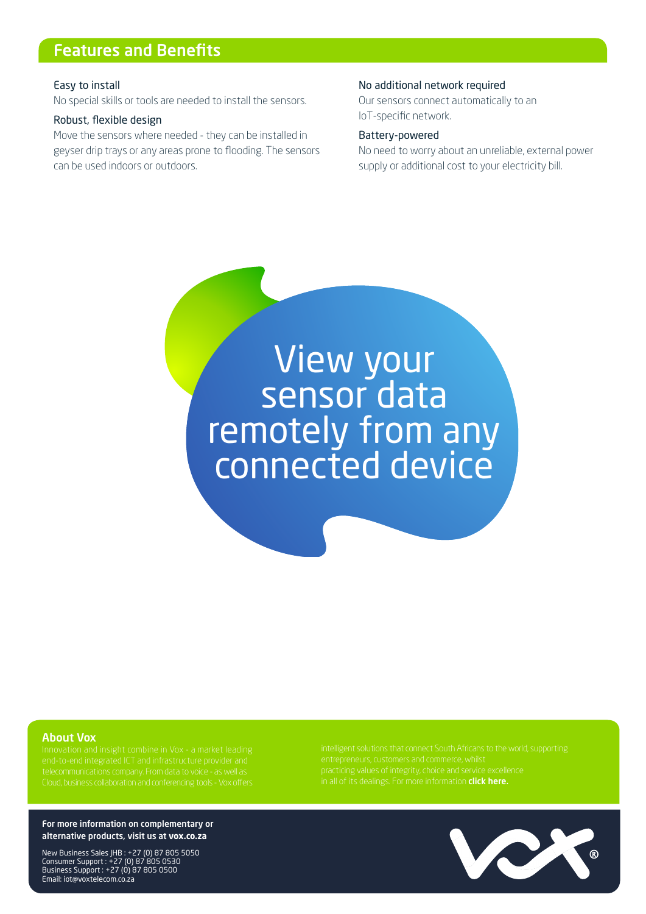## Features and Benefits

### Easy to install

No special skills or tools are needed to install the sensors.

### Robust, flexible design

Move the sensors where needed - they can be installed in geyser drip trays or any areas prone to flooding. The sensors can be used indoors or outdoors.

### No additional network required

Our sensors connect automatically to an IoT-specific network.

### Battery-powered

No need to worry about an unreliable, external power supply or additional cost to your electricity bill.

View your sensor data remotely from any connected device

## About Vox

Innovation and insight combine in Vox - a market leading end-to-end integrated ICT and infrastructure provider and telecommunications company. From data to voice - as well as Cloud, business collaboration and conferencing tools - Vox offers intelligent solutions that connect South Africans to the world, supporting entrepreneurs, customers and commerce, whilst practicing values of integrity, choice and service excellence in all of its dealings. For more information **click here.**

**For more information on complementary or alternative products, visit us at vox.co.za**

New Business Sales JHB : +27 (0) 87 805 5050
Consumer Support : +27 (0) 87 805 0530
Business Support : +27 (0) 87 805 0500
Email: iot@voxtelecom.co.za